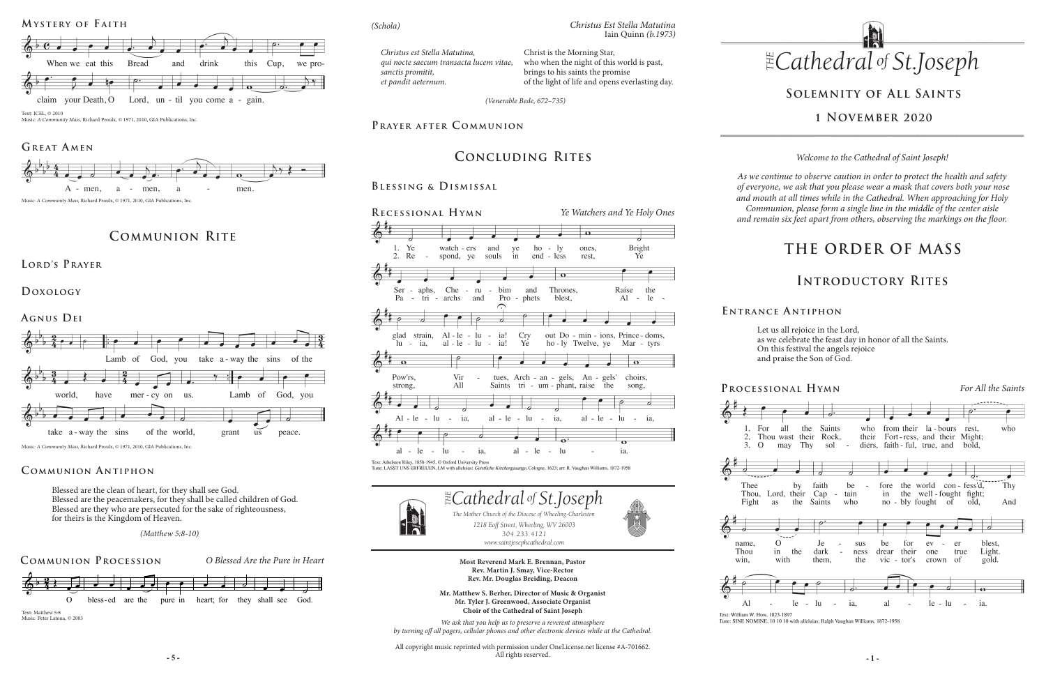## Mystery of Faith

When we eat this Bread and drink this Cup, we proclaim your Death, O Lord, until you come again.

Text: ICEL, © 2010
Music: *A Community Mass*, Richard Proulx, © 1971, 2010, GIA Publications, Inc.

## Great Amen

Amen, amen, amen.

Music: *A Community Mass*, Richard Proulx, © 1971, 2010, GIA Publications, Inc.

# Communion Rite

## Lord's Prayer

## Doxology

## Agnus Dei

Lamb of God, you take away the sins of the world, have mercy on us. Lamb of God, you take away the sins of the world, grant us peace.

Music: *A Community Mass*, Richard Proulx, © 1971, 2010, GIA Publications, Inc.

## Communion Antiphon

Blessed are the clean of heart, for they shall see God.
Blessed are the peacemakers, for they shall be called children of God.
Blessed are they who are persecuted for the sake of righteousness,
for theirs is the Kingdom of Heaven.

*(Matthew 5:8-10)*

## Communion Procession

*O Blessed Are the Pure in Heart*

O blessed are the pure in heart; for they shall see God.

Text: Matthew 5:8
Music: Peter Latona, © 2003

*(Schola)*

*Christus Est Stella Matutina*
Iain Quinn *(b.1973)*

| | |
|---|---|
| *Christus est Stella Matutina,* | Christ is the Morning Star, |
| *qui nocte saecum transacta lucem vitae,* | who when the night of this world is past, |
| *sanctis promitit,* | brings to his saints the promise |
| *et pandit aeternum.* | of the light of life and opens everlasting day. |

*(Venerable Bede, 672–735)*

## Prayer after Communion

# Concluding Rites

## Blessing & Dismissal

## Recessional Hymn

*Ye Watchers and Ye Holy Ones*

1. Ye watchers and ye holy ones, Bright Seraphs, Cherubim and Thrones, Raise the glad strain, Alleluia! Cry out Dominions, Princedoms, Pow'rs, Virtues, Archangels, Angels' choirs, Alleluia, alleluia, alleluia, alleluia, alleluia.
2. Respond, ye souls in endless rest, Ye Patriarchs and Prophets blest, Alleluia, alleluia! Ye holy Twelve, ye Martyrs strong, All Saints triumphant, raise the song, Alleluia, alleluia, alleluia, alleluia, alleluia.

Text: Athelston Riley, 1858-1945, © Oxford University Press
Tune: LASST UNS ERFREUEN, LM with alleluias; *Geistliche Kirchengesange*, Cologne, 1623; arr. R. Vaughan Williams, 1872-1958

*The* Cathedral *of* St. Joseph

*The Mother Church of the Diocese of Wheeling-Charleston*
*1218 Eoff Street, Wheeling, WV 26003*
*304.233.4121*
*www.saintjosephcathedral.com*

**Most Reverend Mark E. Brennan, Pastor**
**Rev. Martin J. Smay, Vice-Rector**
**Rev. Mr. Douglas Breiding, Deacon**

**Mr. Matthew S. Berher, Director of Music & Organist**
**Mr. Tyler J. Greenwood, Associate Organist**
**Choir of the Cathedral of Saint Joseph**

*We ask that you help us to preserve a reverent atmosphere by turning off all pagers, cellular phones and other electronic devices while at the Cathedral.*

All copyright music reprinted with permission under OneLicense.net license #A-701662. All rights reserved.

# *The* Cathedral *of* St. Joseph

## Solemnity of All Saints

## 1 November 2020

*Welcome to the Cathedral of Saint Joseph!*

*As we continue to observe caution in order to protect the health and safety of everyone, we ask that you please wear a mask that covers both your nose and mouth at all times while in the Cathedral. When approaching for Holy Communion, please form a single line in the middle of the center aisle and remain six feet apart from others, observing the markings on the floor.*

# The Order of Mass

# Introductory Rites

## Entrance Antiphon

Let us all rejoice in the Lord,
as we celebrate the feast day in honor of all the Saints.
On this festival the angels rejoice
and praise the Son of God.

## Processional Hymn

*For All the Saints*

1. For all the Saints who from their labours rest, Who Thee by faith before the world confess'd, Thy name, O Jesus, be for ever blest. Alleluia, alleluia.
2. Thou wast their Rock, their Fortress, and their Might; Thou, Lord, their Captain in the well-fought fight; Thou in the darkness drear their one true Light. Alleluia, alleluia.
3. O may Thy soldiers, faithful, true, and bold, Fight as the Saints who nobly fought of old, And win, with them, the victor's crown of gold. Alleluia, alleluia.

Text: William W. How, 1823-1897
Tune: SINE NOMINE, 10 10 10 with alleluias; Ralph Vaughan Williams, 1872-1958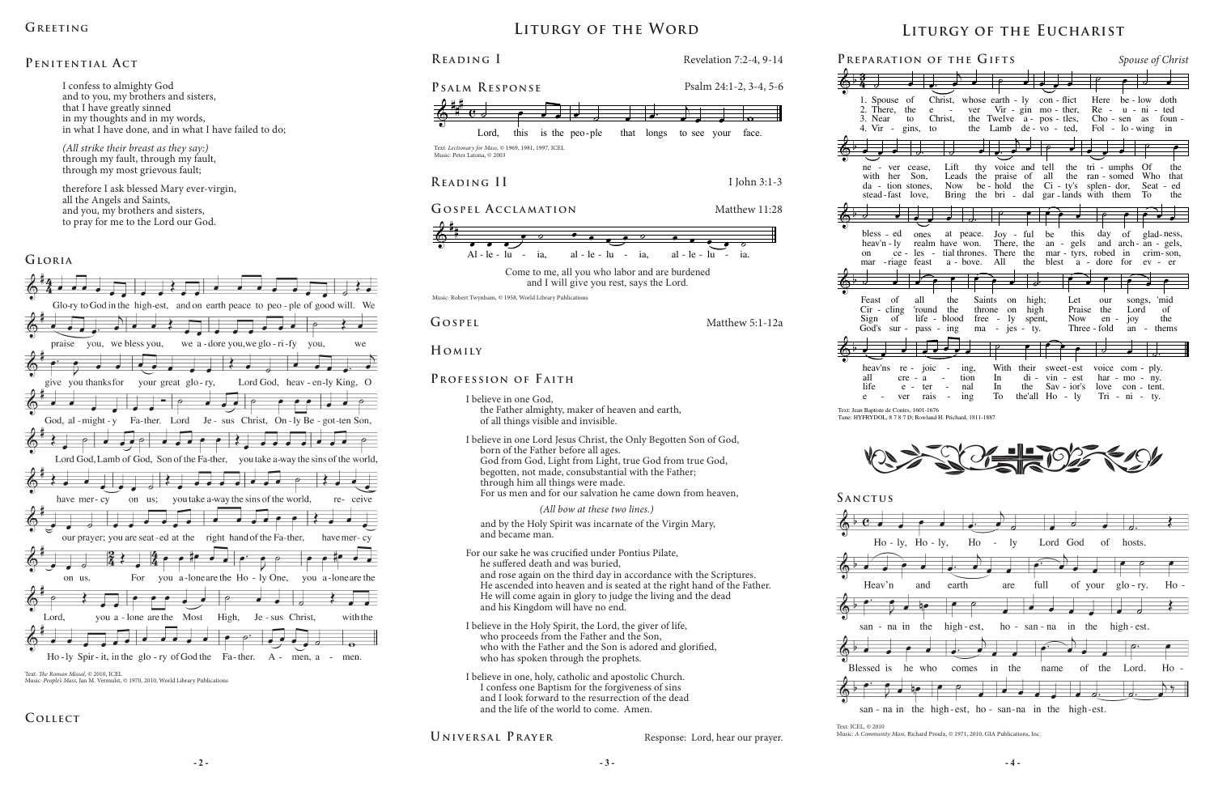## Greeting

## Penitential Act

I confess to almighty God
and to you, my brothers and sisters,
that I have greatly sinned
in my thoughts and in my words,
in what I have done, and in what I have failed to do;

*(All strike their breast as they say:)*
through my fault, through my fault,
through my most grievous fault;

therefore I ask blessed Mary ever-virgin,
all the Angels and Saints,
and you, my brothers and sisters,
to pray for me to the Lord our God.

## Gloria

Glo-ry to God in the high-est, and on earth peace to peo-ple of good will. We praise you, we bless you, we a-dore you, we glo-ri-fy you, we give you thanks for your great glo-ry, Lord God, heav-en-ly King, O God, al-might-y Fa-ther. Lord Je-sus Christ, On-ly Be-got-ten Son, Lord God, Lamb of God, Son of the Fa-ther, you take a-way the sins of the world, have mer-cy on us; you take a-way the sins of the world, re-ceive our prayer; you are seat-ed at the right hand of the Fa-ther, have mer-cy on us. For you a-lone are the Ho-ly One, you a-lone are the Lord, you a-lone are the Most High, Je-sus Christ, with the Ho-ly Spir-it, in the glo-ry of God the Fa-ther. A-men, a-men.

Text: *The Roman Missal*, © 2010, ICEL
Music: *People's Mass*, Jan M. Vermulst, © 1970, 2010, World Library Publications

## Collect

# Liturgy of the Word

## Reading I

Revelation 7:2-4, 9-14

## Psalm Response

Psalm 24:1-2, 3-4, 5-6

Lord, this is the peo-ple that longs to see your face.

Text: *Lectionary for Mass*, © 1969, 1981, 1997, ICEL
Music: Peter Latona, © 2003

## Reading II

I John 3:1-3

## Gospel Acclamation

Matthew 11:28

Al-le-lu-ia, al-le-lu-ia, al-le-lu-ia.

Come to me, all you who labor and are burdened
and I will give you rest, says the Lord.

Music: Robert Twynham, © 1958, World Library Publications

## Gospel

Matthew 5:1-12a

## Homily

## Profession of Faith

I believe in one God,
the Father almighty, maker of heaven and earth,
of all things visible and invisible.

I believe in one Lord Jesus Christ, the Only Begotten Son of God,
born of the Father before all ages.
God from God, Light from Light, true God from true God,
begotten, not made, consubstantial with the Father;
through him all things were made.
For us men and for our salvation he came down from heaven,

*(All bow at these two lines.)*

and by the Holy Spirit was incarnate of the Virgin Mary,
and became man.

For our sake he was crucified under Pontius Pilate,
he suffered death and was buried,
and rose again on the third day in accordance with the Scriptures.
He ascended into heaven and is seated at the right hand of the Father.
He will come again in glory to judge the living and the dead
and his Kingdom will have no end.

I believe in the Holy Spirit, the Lord, the giver of life,
who proceeds from the Father and the Son,
who with the Father and the Son is adored and glorified,
who has spoken through the prophets.

I believe in one, holy, catholic and apostolic Church.
I confess one Baptism for the forgiveness of sins
and I look forward to the resurrection of the dead
and the life of the world to come. Amen.

## Universal Prayer

Response: Lord, hear our prayer.

# Liturgy of the Eucharist

## Preparation of the Gifts

*Spouse of Christ*

1. Spouse of Christ, whose earth-ly con-flict Here be-low doth ne-ver cease, Lift thy voice and tell the tri-umphs Of the bless-ed ones at peace. Joy-ful be this day of glad-ness, Feast of all the Saints on high; Let our songs, 'mid heav'ns re-joic-ing, With their sweet-est voice com-ply.

2. There, the e-ver Vir-gin mo-ther, Re-u-ni-ted with her Son, Leads the praise of all the ran-somed Who that heav'n-ly realm have won. There, the an-gels and arch-an-gels, Cir-cling 'round the throne on high Praise the Lord of all cre-a-tion In di-vin-est har-mo-ny.

3. Near to Christ, the Twelve a-pos-tles, Cho-sen as foun-da-tion stones, Now be-hold the Ci-ty's splen-dor, Seat-ed on ce-les-tial thrones. There the mar-tyrs, robed in crim-son, Sign of life-blood free-ly spent, Now en-joy the life e-ter-nal In the Sav-ior's love con-tent.

4. Vir-gins, to the Lamb de-vo-ted, Fol-lo-wing in stead-fast love, Bring the bri-dal gar-lands with them To the mar-riage feast a-bove. All the blest a-dore for ev-er God's sur-pass-ing ma-jes-ty. Three-fold an-thems e-ver rais-ing To the'all Ho-ly Tri-ni-ty.

Text: Jean Baptiste de Contes, 1601-1676
Tune: HYFRYDOL, 8 7 8 7 D; Rowland H. Prichard, 1811-1887

## Sanctus

Ho-ly, Ho-ly, Ho-ly Lord God of hosts. Heav'n and earth are full of your glo-ry. Ho-san-na in the high-est, ho-san-na in the high-est. Blessed is he who comes in the name of the Lord. Ho-san-na in the high-est, ho-san-na in the high-est.

Text: ICEL, © 2010
Music: *A Community Mass*, Richard Proulx, © 1971, 2010, GIA Publications, Inc.